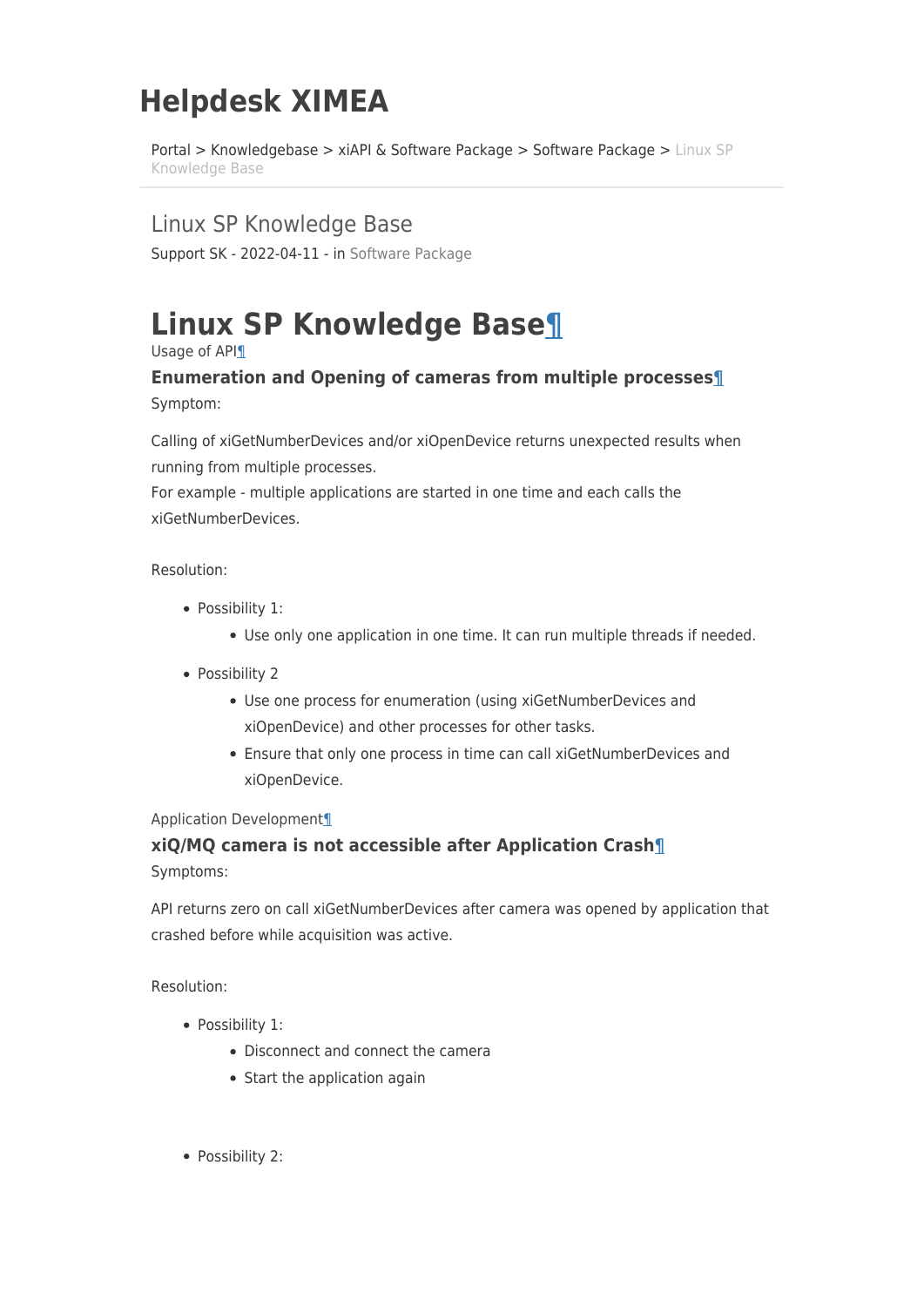# Helpdesk XIMEA

Portal > Knowledgebase > xiAPI & Software Package > Software Package > Linux SP Knowledge Base

Linux SP Knowledge Base

Support SK - 2022-04-11 - in Software Package

# Linux SP Knowledge Base¶

Usage of API¶

### Enumeration and Opening of cameras from multiple processes¶

Symptom:

Calling of xiGetNumberDevices and/or xiOpenDevice returns unexpected results when running from multiple processes.
For example - multiple applications are started in one time and each calls the xiGetNumberDevices.

Resolution:

- Possibility 1:
  - Use only one application in one time. It can run multiple threads if needed.
- Possibility 2
  - Use one process for enumeration (using xiGetNumberDevices and xiOpenDevice) and other processes for other tasks.
  - Ensure that only one process in time can call xiGetNumberDevices and xiOpenDevice.

Application Development¶

### xiQ/MQ camera is not accessible after Application Crash¶

Symptoms:

API returns zero on call xiGetNumberDevices after camera was opened by application that crashed before while acquisition was active.

Resolution:

- Possibility 1:
  - Disconnect and connect the camera
  - Start the application again
- Possibility 2: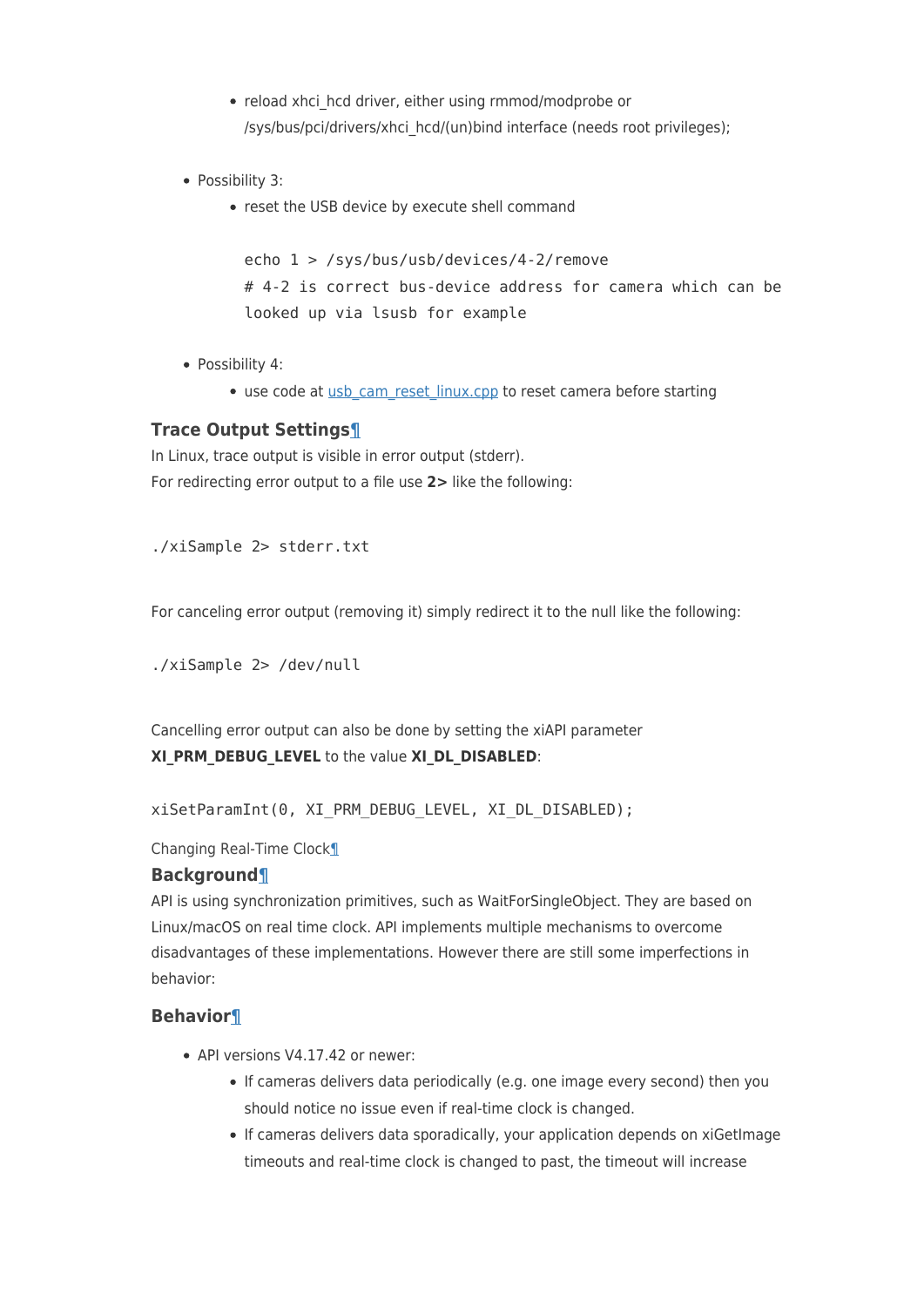- reload xhci_hcd driver, either using rmmod/modprobe or /sys/bus/pci/drivers/xhci_hcd/(un)bind interface (needs root privileges);

- Possibility 3:
    - reset the USB device by execute shell command

      ```
      echo 1 > /sys/bus/usb/devices/4-2/remove
      # 4-2 is correct bus-device address for camera which can be looked up via lsusb for example
      ```

- Possibility 4:
    - use code at [usb_cam_reset_linux.cpp](usb_cam_reset_linux.cpp) to reset camera before starting

### Trace Output Settings¶

In Linux, trace output is visible in error output (stderr).
For redirecting error output to a file use **2>** like the following:

```
./xiSample 2> stderr.txt
```

For canceling error output (removing it) simply redirect it to the null like the following:

```
./xiSample 2> /dev/null
```

Cancelling error output can also be done by setting the xiAPI parameter **XI_PRM_DEBUG_LEVEL** to the value **XI_DL_DISABLED**:

```
xiSetParamInt(0, XI_PRM_DEBUG_LEVEL, XI_DL_DISABLED);
```

Changing Real-Time Clock¶

### Background¶

API is using synchronization primitives, such as WaitForSingleObject. They are based on Linux/macOS on real time clock. API implements multiple mechanisms to overcome disadvantages of these implementations. However there are still some imperfections in behavior:

### Behavior¶

- API versions V4.17.42 or newer:
    - If cameras delivers data periodically (e.g. one image every second) then you should notice no issue even if real-time clock is changed.
    - If cameras delivers data sporadically, your application depends on xiGetImage timeouts and real-time clock is changed to past, the timeout will increase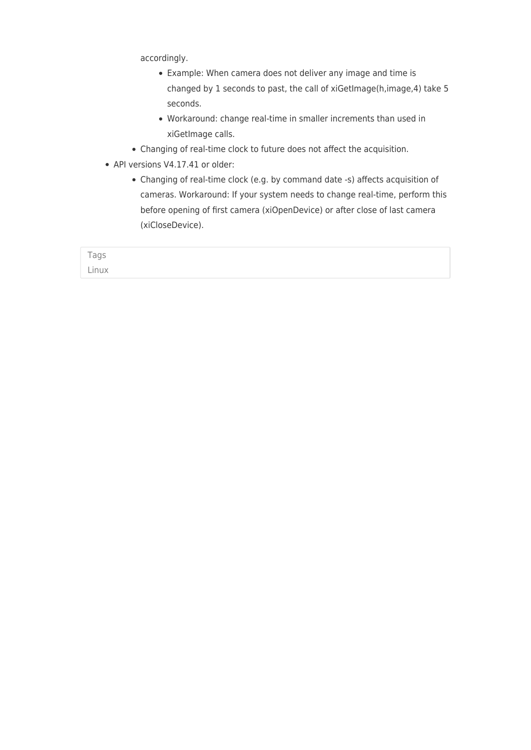accordingly.

        - Example: When camera does not deliver any image and time is changed by 1 seconds to past, the call of xiGetImage(h,image,4) take 5 seconds.
        - Workaround: change real-time in smaller increments than used in xiGetImage calls.
    - Changing of real-time clock to future does not affect the acquisition.
- API versions V4.17.41 or older:
    - Changing of real-time clock (e.g. by command date -s) affects acquisition of cameras. Workaround: If your system needs to change real-time, perform this before opening of first camera (xiOpenDevice) or after close of last camera (xiCloseDevice).

Tags
Linux